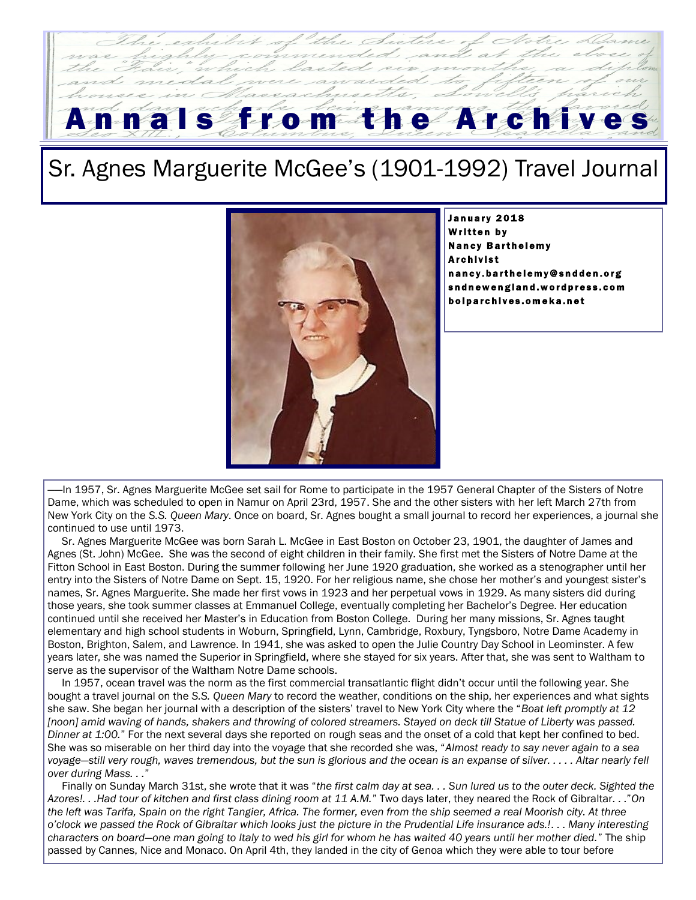# Annals from the Archives

## Sr. Agnes Marguerite McGee's (1901-1992) Travel Journal

**January 2018**
**Written by**
**Nancy Barthelemy**
**Archivist**
**nancy.barthelemy@sndden.org**
**sndnewengland.wordpress.com**
**bolparchives.omeka.net**

—In 1957, Sr. Agnes Marguerite McGee set sail for Rome to participate in the 1957 General Chapter of the Sisters of Notre Dame, which was scheduled to open in Namur on April 23rd, 1957. She and the other sisters with her left March 27th from New York City on the *S.S. Queen Mary*. Once on board, Sr. Agnes bought a small journal to record her experiences, a journal she continued to use until 1973.

Sr. Agnes Marguerite McGee was born Sarah L. McGee in East Boston on October 23, 1901, the daughter of James and Agnes (St. John) McGee. She was the second of eight children in their family. She first met the Sisters of Notre Dame at the Fitton School in East Boston. During the summer following her June 1920 graduation, she worked as a stenographer until her entry into the Sisters of Notre Dame on Sept. 15, 1920. For her religious name, she chose her mother's and youngest sister's names, Sr. Agnes Marguerite. She made her first vows in 1923 and her perpetual vows in 1929. As many sisters did during those years, she took summer classes at Emmanuel College, eventually completing her Bachelor's Degree. Her education continued until she received her Master's in Education from Boston College. During her many missions, Sr. Agnes taught elementary and high school students in Woburn, Springfield, Lynn, Cambridge, Roxbury, Tyngsboro, Notre Dame Academy in Boston, Brighton, Salem, and Lawrence. In 1941, she was asked to open the Julie Country Day School in Leominster. A few years later, she was named the Superior in Springfield, where she stayed for six years. After that, she was sent to Waltham to serve as the supervisor of the Waltham Notre Dame schools.

In 1957, ocean travel was the norm as the first commercial transatlantic flight didn't occur until the following year. She bought a travel journal on the *S.S. Queen Mary* to record the weather, conditions on the ship, her experiences and what sights she saw. She began her journal with a description of the sisters' travel to New York City where the "*Boat left promptly at 12 [noon] amid waving of hands, shakers and throwing of colored streamers. Stayed on deck till Statue of Liberty was passed. Dinner at 1:00.*" For the next several days she reported on rough seas and the onset of a cold that kept her confined to bed. She was so miserable on her third day into the voyage that she recorded she was, "*Almost ready to say never again to a sea voyage—still very rough, waves tremendous, but the sun is glorious and the ocean is an expanse of silver. . . . . Altar nearly fell over during Mass. . .*"

Finally on Sunday March 31st, she wrote that it was "*the first calm day at sea. . . Sun lured us to the outer deck. Sighted the Azores!. . .Had tour of kitchen and first class dining room at 11 A.M.*" Two days later, they neared the Rock of Gibraltar. . ."*On the left was Tarifa, Spain on the right Tangier, Africa. The former, even from the ship seemed a real Moorish city. At three o'clock we passed the Rock of Gibraltar which looks just the picture in the Prudential Life insurance ads.!. . . Many interesting characters on board—one man going to Italy to wed his girl for whom he has waited 40 years until her mother died.*" The ship passed by Cannes, Nice and Monaco. On April 4th, they landed in the city of Genoa which they were able to tour before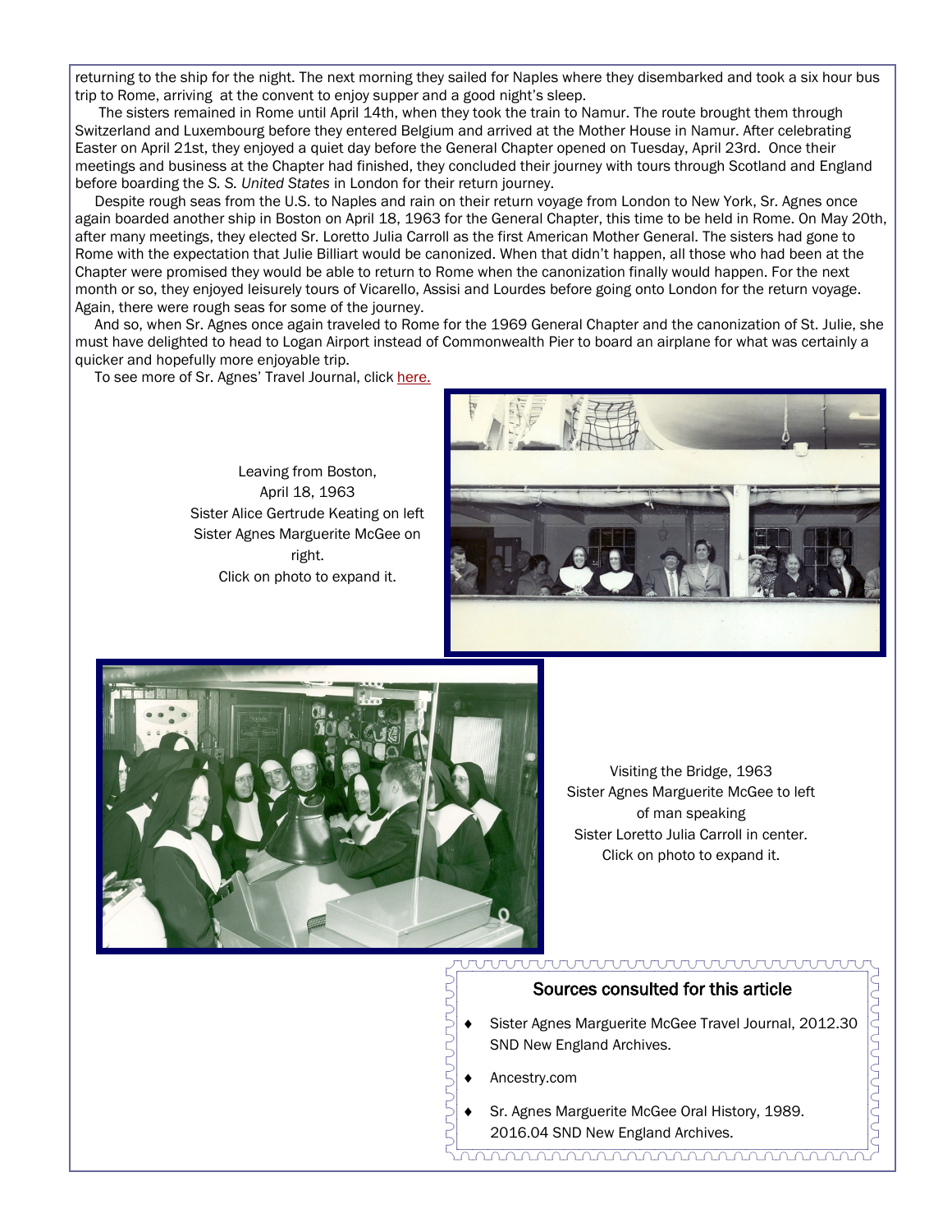returning to the ship for the night. The next morning they sailed for Naples where they disembarked and took a six hour bus trip to Rome, arriving at the convent to enjoy supper and a good night's sleep.

The sisters remained in Rome until April 14th, when they took the train to Namur. The route brought them through Switzerland and Luxembourg before they entered Belgium and arrived at the Mother House in Namur. After celebrating Easter on April 21st, they enjoyed a quiet day before the General Chapter opened on Tuesday, April 23rd. Once their meetings and business at the Chapter had finished, they concluded their journey with tours through Scotland and England before boarding the *S. S. United States* in London for their return journey.

Despite rough seas from the U.S. to Naples and rain on their return voyage from London to New York, Sr. Agnes once again boarded another ship in Boston on April 18, 1963 for the General Chapter, this time to be held in Rome. On May 20th, after many meetings, they elected Sr. Loretto Julia Carroll as the first American Mother General. The sisters had gone to Rome with the expectation that Julie Billiart would be canonized. When that didn't happen, all those who had been at the Chapter were promised they would be able to return to Rome when the canonization finally would happen. For the next month or so, they enjoyed leisurely tours of Vicarello, Assisi and Lourdes before going onto London for the return voyage. Again, there were rough seas for some of the journey.

And so, when Sr. Agnes once again traveled to Rome for the 1969 General Chapter and the canonization of St. Julie, she must have delighted to head to Logan Airport instead of Commonwealth Pier to board an airplane for what was certainly a quicker and hopefully more enjoyable trip.

To see more of Sr. Agnes' Travel Journal, click here.

Leaving from Boston,
April 18, 1963
Sister Alice Gertrude Keating on left
Sister Agnes Marguerite McGee on right.
Click on photo to expand it.

Visiting the Bridge, 1963
Sister Agnes Marguerite McGee to left of man speaking
Sister Loretto Julia Carroll in center.
Click on photo to expand it.

## Sources consulted for this article

- Sister Agnes Marguerite McGee Travel Journal, 2012.30 SND New England Archives.
- Ancestry.com
- Sr. Agnes Marguerite McGee Oral History, 1989. 2016.04 SND New England Archives.